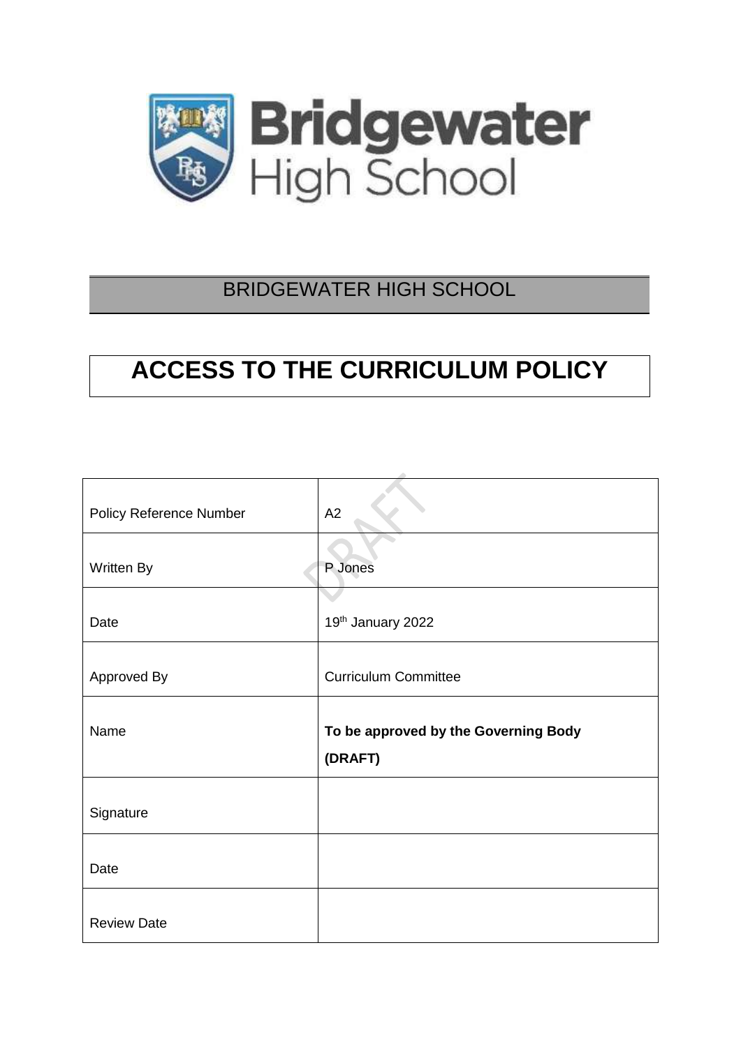BRIDGEWATER HIGH SCHOOL

# ACCESS TO THE CURRICULUM POLICY

| | |
|---|---|
| Policy Reference Number | A2 |
| Written By | P Jones |
| Date | 19th January 2022 |
| Approved By | Curriculum Committee |
| Name | **To be approved by the Governing Body (DRAFT)** |
| Signature | |
| Date | |
| Review Date | |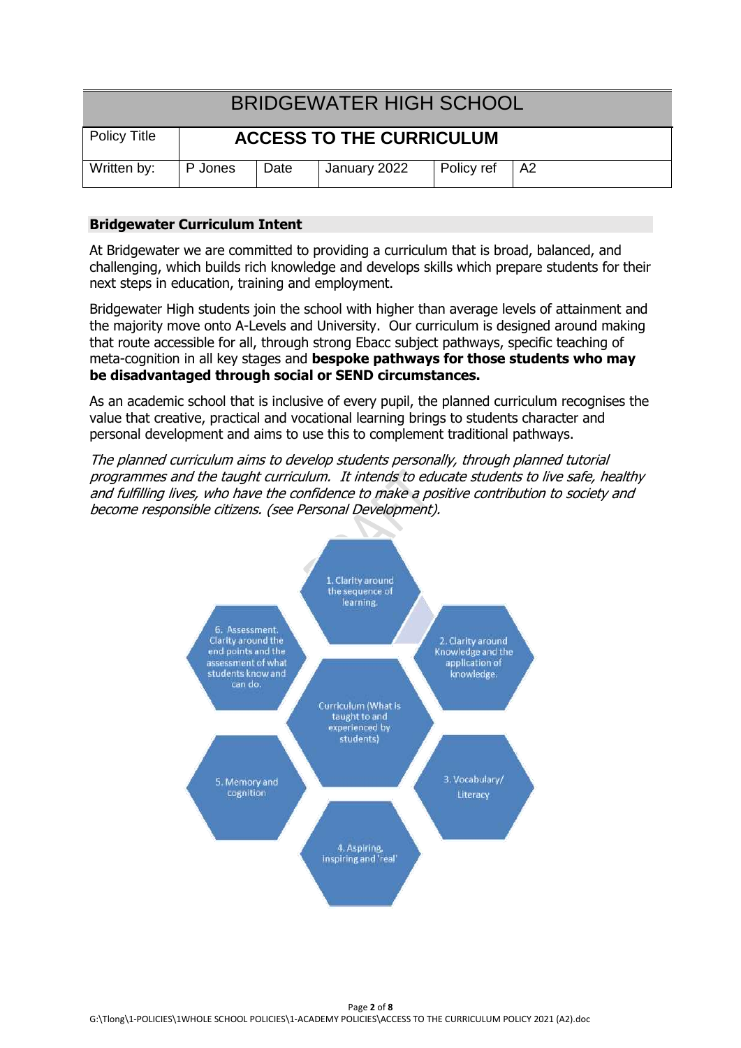| BRIDGEWATER HIGH SCHOOL | | | | | |
|---|---|---|---|---|---|
| Policy Title | **ACCESS TO THE CURRICULUM** | | | | |
| Written by: | P Jones | Date | January 2022 | Policy ref | A2 |

## Bridgewater Curriculum Intent

At Bridgewater we are committed to providing a curriculum that is broad, balanced, and challenging, which builds rich knowledge and develops skills which prepare students for their next steps in education, training and employment.

Bridgewater High students join the school with higher than average levels of attainment and the majority move onto A-Levels and University. Our curriculum is designed around making that route accessible for all, through strong Ebacc subject pathways, specific teaching of meta-cognition in all key stages and **bespoke pathways for those students who may be disadvantaged through social or SEND circumstances.**

As an academic school that is inclusive of every pupil, the planned curriculum recognises the value that creative, practical and vocational learning brings to students character and personal development and aims to use this to complement traditional pathways.

*The planned curriculum aims to develop students personally, through planned tutorial programmes and the taught curriculum. It intends to educate students to live safe, healthy and fulfilling lives, who have the confidence to make a positive contribution to society and become responsible citizens. (see Personal Development).*

Curriculum (What is taught to and experienced by students)

1. Clarity around the sequence of learning.
2. Clarity around Knowledge and the application of knowledge.
3. Vocabulary/ Literacy
4. Aspiring, inspiring and 'real'
5. Memory and cognition
6. Assessment. Clarity around the end points and the assessment of what students know and can do.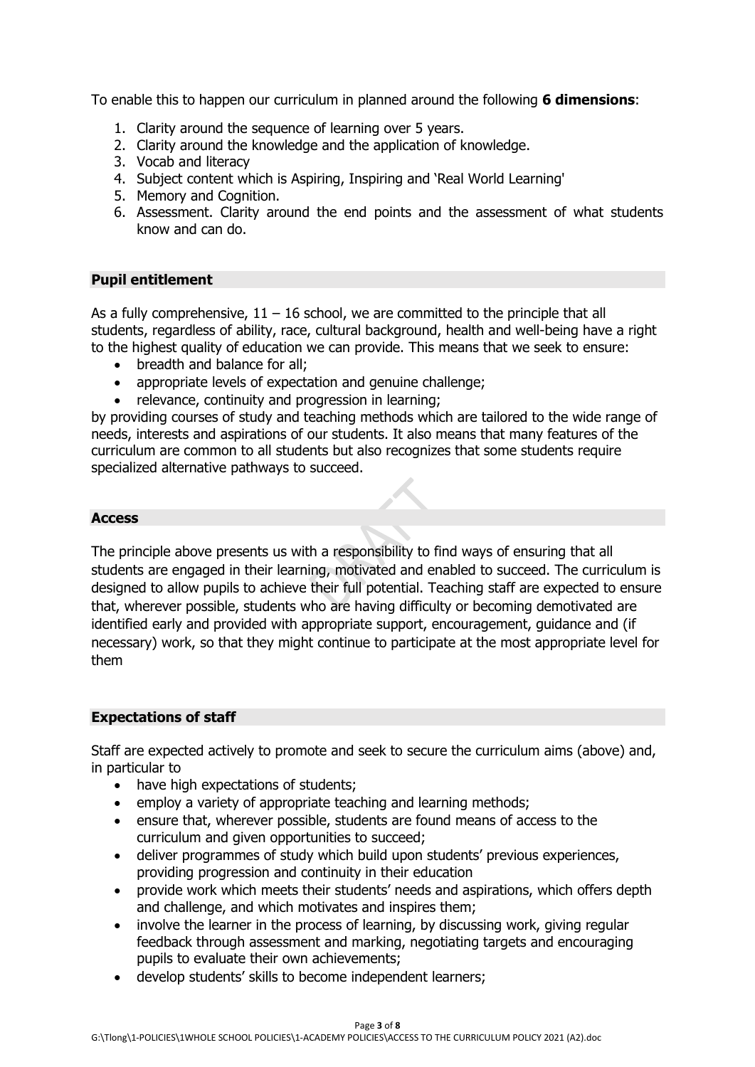To enable this to happen our curriculum in planned around the following **6 dimensions**:

1. Clarity around the sequence of learning over 5 years.
2. Clarity around the knowledge and the application of knowledge.
3. Vocab and literacy
4. Subject content which is Aspiring, Inspiring and 'Real World Learning'
5. Memory and Cognition.
6. Assessment. Clarity around the end points and the assessment of what students know and can do.

## Pupil entitlement

As a fully comprehensive, 11 – 16 school, we are committed to the principle that all students, regardless of ability, race, cultural background, health and well-being have a right to the highest quality of education we can provide. This means that we seek to ensure:

- breadth and balance for all;
- appropriate levels of expectation and genuine challenge;
- relevance, continuity and progression in learning;

by providing courses of study and teaching methods which are tailored to the wide range of needs, interests and aspirations of our students. It also means that many features of the curriculum are common to all students but also recognizes that some students require specialized alternative pathways to succeed.

## Access

The principle above presents us with a responsibility to find ways of ensuring that all students are engaged in their learning, motivated and enabled to succeed. The curriculum is designed to allow pupils to achieve their full potential. Teaching staff are expected to ensure that, wherever possible, students who are having difficulty or becoming demotivated are identified early and provided with appropriate support, encouragement, guidance and (if necessary) work, so that they might continue to participate at the most appropriate level for them

## Expectations of staff

Staff are expected actively to promote and seek to secure the curriculum aims (above) and, in particular to

- have high expectations of students;
- employ a variety of appropriate teaching and learning methods;
- ensure that, wherever possible, students are found means of access to the curriculum and given opportunities to succeed;
- deliver programmes of study which build upon students' previous experiences, providing progression and continuity in their education
- provide work which meets their students' needs and aspirations, which offers depth and challenge, and which motivates and inspires them;
- involve the learner in the process of learning, by discussing work, giving regular feedback through assessment and marking, negotiating targets and encouraging pupils to evaluate their own achievements;
- develop students' skills to become independent learners;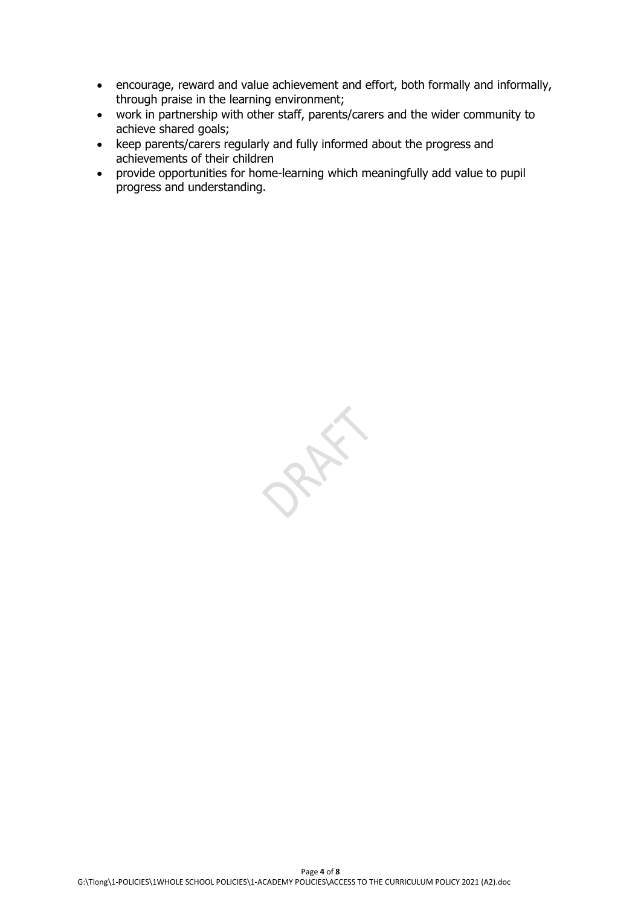- encourage, reward and value achievement and effort, both formally and informally, through praise in the learning environment;
- work in partnership with other staff, parents/carers and the wider community to achieve shared goals;
- keep parents/carers regularly and fully informed about the progress and achievements of their children
- provide opportunities for home-learning which meaningfully add value to pupil progress and understanding.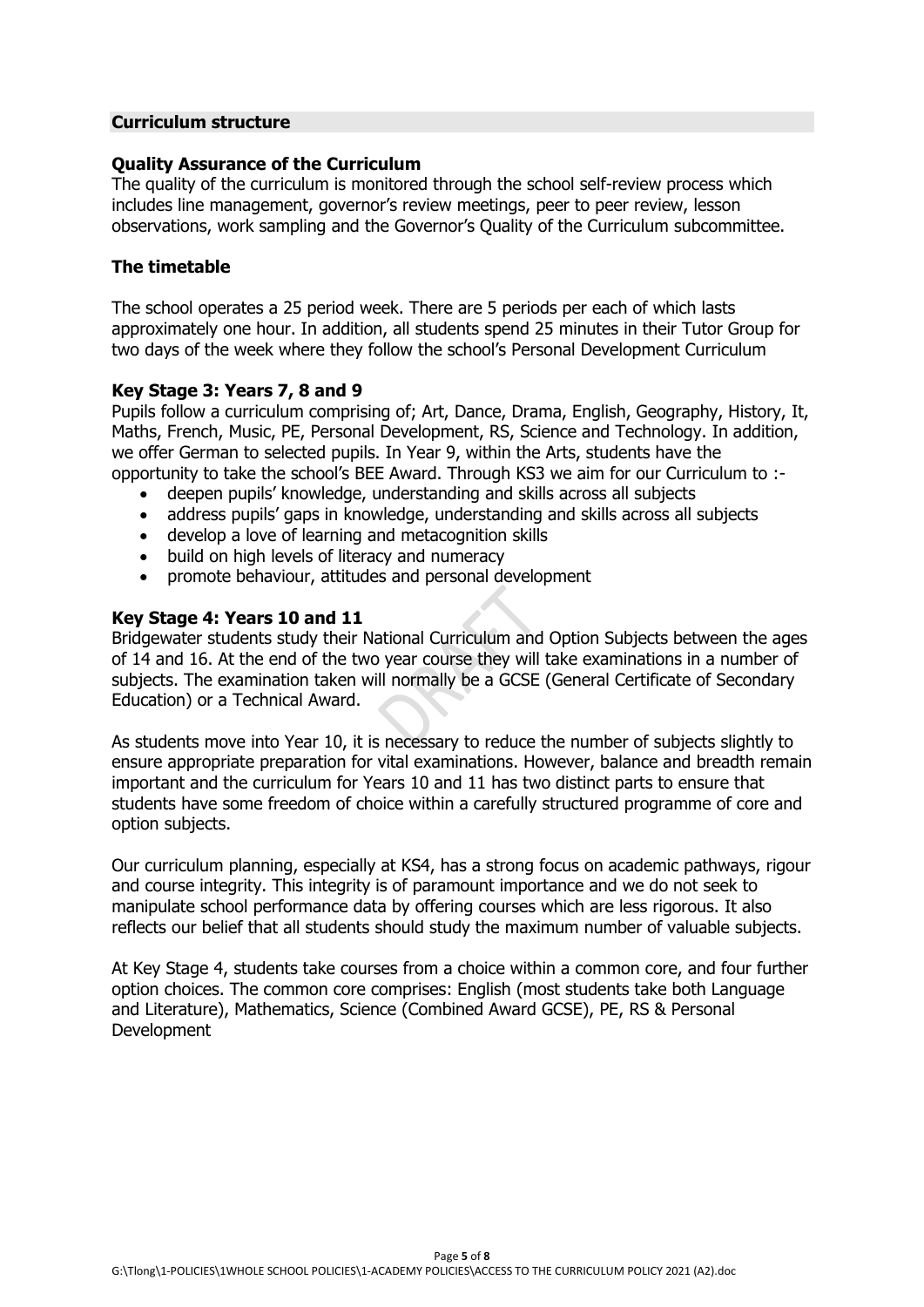## Curriculum structure

### Quality Assurance of the Curriculum

The quality of the curriculum is monitored through the school self-review process which includes line management, governor's review meetings, peer to peer review, lesson observations, work sampling and the Governor's Quality of the Curriculum subcommittee.

### The timetable

The school operates a 25 period week. There are 5 periods per each of which lasts approximately one hour. In addition, all students spend 25 minutes in their Tutor Group for two days of the week where they follow the school's Personal Development Curriculum

### Key Stage 3: Years 7, 8 and 9

Pupils follow a curriculum comprising of; Art, Dance, Drama, English, Geography, History, It, Maths, French, Music, PE, Personal Development, RS, Science and Technology. In addition, we offer German to selected pupils. In Year 9, within the Arts, students have the opportunity to take the school's BEE Award. Through KS3 we aim for our Curriculum to :-

- deepen pupils' knowledge, understanding and skills across all subjects
- address pupils' gaps in knowledge, understanding and skills across all subjects
- develop a love of learning and metacognition skills
- build on high levels of literacy and numeracy
- promote behaviour, attitudes and personal development

### Key Stage 4: Years 10 and 11

Bridgewater students study their National Curriculum and Option Subjects between the ages of 14 and 16. At the end of the two year course they will take examinations in a number of subjects. The examination taken will normally be a GCSE (General Certificate of Secondary Education) or a Technical Award.

As students move into Year 10, it is necessary to reduce the number of subjects slightly to ensure appropriate preparation for vital examinations. However, balance and breadth remain important and the curriculum for Years 10 and 11 has two distinct parts to ensure that students have some freedom of choice within a carefully structured programme of core and option subjects.

Our curriculum planning, especially at KS4, has a strong focus on academic pathways, rigour and course integrity. This integrity is of paramount importance and we do not seek to manipulate school performance data by offering courses which are less rigorous. It also reflects our belief that all students should study the maximum number of valuable subjects.

At Key Stage 4, students take courses from a choice within a common core, and four further option choices. The common core comprises: English (most students take both Language and Literature), Mathematics, Science (Combined Award GCSE), PE, RS & Personal Development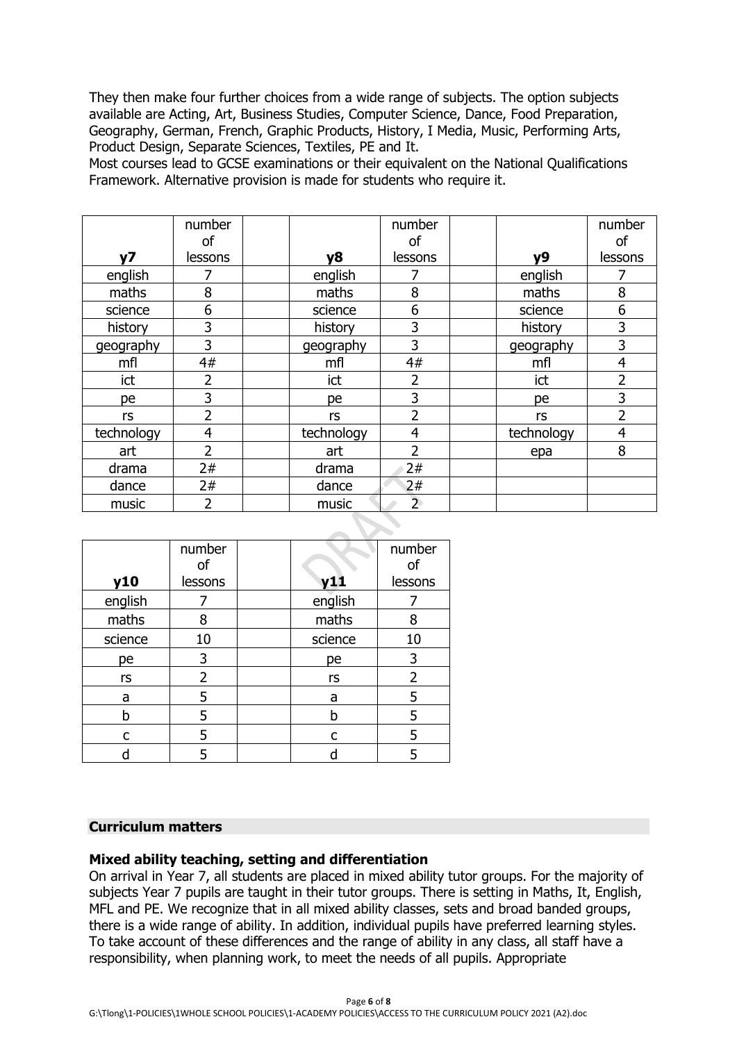They then make four further choices from a wide range of subjects. The option subjects available are Acting, Art, Business Studies, Computer Science, Dance, Food Preparation, Geography, German, French, Graphic Products, History, I Media, Music, Performing Arts, Product Design, Separate Sciences, Textiles, PE and It.
Most courses lead to GCSE examinations or their equivalent on the National Qualifications Framework. Alternative provision is made for students who require it.

| y7 | number of lessons | | y8 | number of lessons | | y9 | number of lessons |
|---|---|---|---|---|---|---|---|
| english | 7 | | english | 7 | | english | 7 |
| maths | 8 | | maths | 8 | | maths | 8 |
| science | 6 | | science | 6 | | science | 6 |
| history | 3 | | history | 3 | | history | 3 |
| geography | 3 | | geography | 3 | | geography | 3 |
| mfl | 4# | | mfl | 4# | | mfl | 4 |
| ict | 2 | | ict | 2 | | ict | 2 |
| pe | 3 | | pe | 3 | | pe | 3 |
| rs | 2 | | rs | 2 | | rs | 2 |
| technology | 4 | | technology | 4 | | technology | 4 |
| art | 2 | | art | 2 | | epa | 8 |
| drama | 2# | | drama | 2# | | | |
| dance | 2# | | dance | 2# | | | |
| music | 2 | | music | 2 | | | |

| y10 | number of lessons | | y11 | number of lessons |
|---|---|---|---|---|
| english | 7 | | english | 7 |
| maths | 8 | | maths | 8 |
| science | 10 | | science | 10 |
| pe | 3 | | pe | 3 |
| rs | 2 | | rs | 2 |
| a | 5 | | a | 5 |
| b | 5 | | b | 5 |
| c | 5 | | c | 5 |
| d | 5 | | d | 5 |

## Curriculum matters

### Mixed ability teaching, setting and differentiation

On arrival in Year 7, all students are placed in mixed ability tutor groups. For the majority of subjects Year 7 pupils are taught in their tutor groups. There is setting in Maths, It, English, MFL and PE. We recognize that in all mixed ability classes, sets and broad banded groups, there is a wide range of ability. In addition, individual pupils have preferred learning styles. To take account of these differences and the range of ability in any class, all staff have a responsibility, when planning work, to meet the needs of all pupils. Appropriate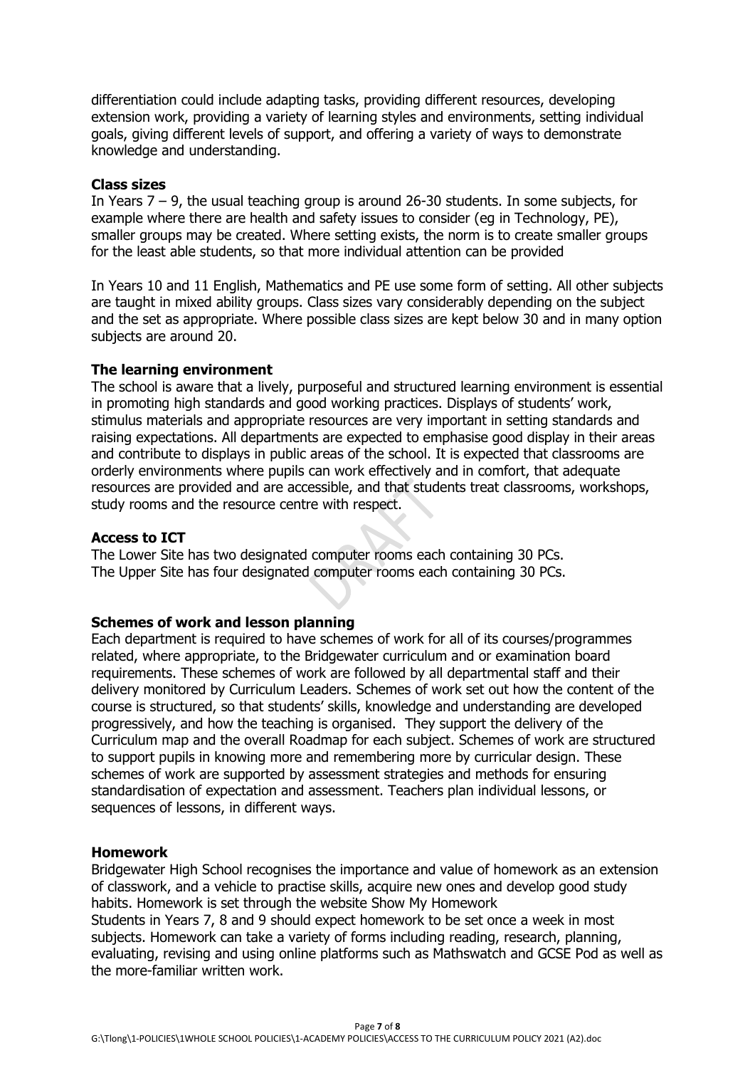differentiation could include adapting tasks, providing different resources, developing extension work, providing a variety of learning styles and environments, setting individual goals, giving different levels of support, and offering a variety of ways to demonstrate knowledge and understanding.

**Class sizes**

In Years 7 – 9, the usual teaching group is around 26-30 students. In some subjects, for example where there are health and safety issues to consider (eg in Technology, PE), smaller groups may be created. Where setting exists, the norm is to create smaller groups for the least able students, so that more individual attention can be provided

In Years 10 and 11 English, Mathematics and PE use some form of setting. All other subjects are taught in mixed ability groups. Class sizes vary considerably depending on the subject and the set as appropriate. Where possible class sizes are kept below 30 and in many option subjects are around 20.

**The learning environment**

The school is aware that a lively, purposeful and structured learning environment is essential in promoting high standards and good working practices. Displays of students' work, stimulus materials and appropriate resources are very important in setting standards and raising expectations. All departments are expected to emphasise good display in their areas and contribute to displays in public areas of the school. It is expected that classrooms are orderly environments where pupils can work effectively and in comfort, that adequate resources are provided and are accessible, and that students treat classrooms, workshops, study rooms and the resource centre with respect.

**Access to ICT**

The Lower Site has two designated computer rooms each containing 30 PCs.
The Upper Site has four designated computer rooms each containing 30 PCs.

**Schemes of work and lesson planning**

Each department is required to have schemes of work for all of its courses/programmes related, where appropriate, to the Bridgewater curriculum and or examination board requirements. These schemes of work are followed by all departmental staff and their delivery monitored by Curriculum Leaders. Schemes of work set out how the content of the course is structured, so that students' skills, knowledge and understanding are developed progressively, and how the teaching is organised. They support the delivery of the Curriculum map and the overall Roadmap for each subject. Schemes of work are structured to support pupils in knowing more and remembering more by curricular design. These schemes of work are supported by assessment strategies and methods for ensuring standardisation of expectation and assessment. Teachers plan individual lessons, or sequences of lessons, in different ways.

**Homework**

Bridgewater High School recognises the importance and value of homework as an extension of classwork, and a vehicle to practise skills, acquire new ones and develop good study habits. Homework is set through the website Show My Homework
Students in Years 7, 8 and 9 should expect homework to be set once a week in most subjects. Homework can take a variety of forms including reading, research, planning, evaluating, revising and using online platforms such as Mathswatch and GCSE Pod as well as the more-familiar written work.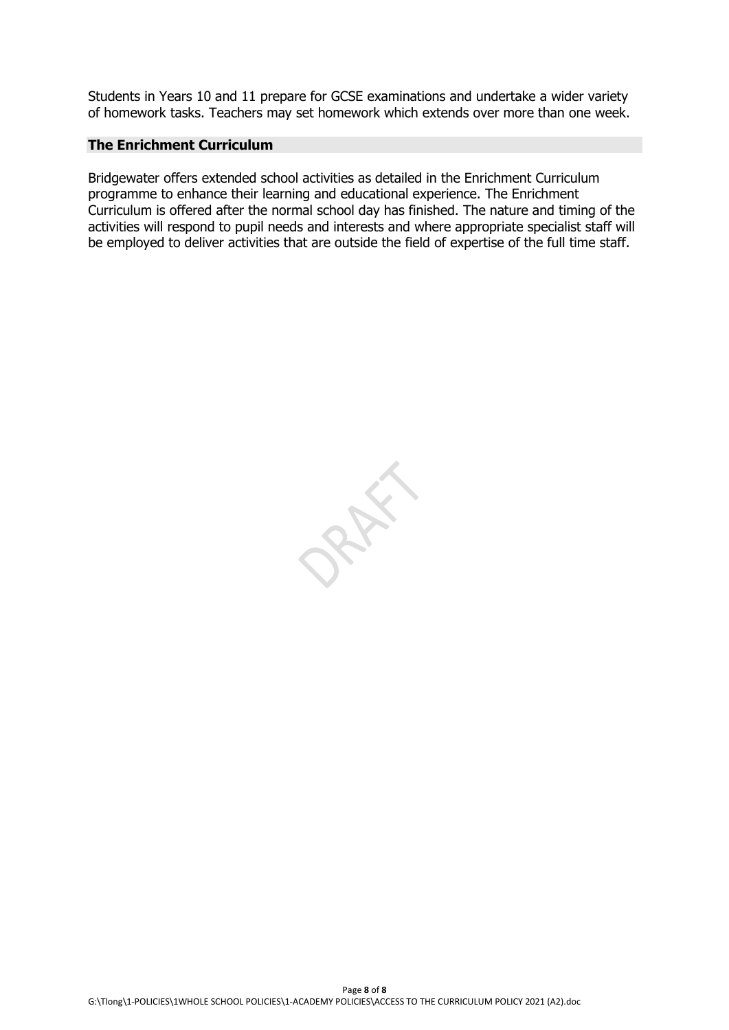Students in Years 10 and 11 prepare for GCSE examinations and undertake a wider variety of homework tasks. Teachers may set homework which extends over more than one week.

## The Enrichment Curriculum

Bridgewater offers extended school activities as detailed in the Enrichment Curriculum programme to enhance their learning and educational experience. The Enrichment Curriculum is offered after the normal school day has finished. The nature and timing of the activities will respond to pupil needs and interests and where appropriate specialist staff will be employed to deliver activities that are outside the field of expertise of the full time staff.